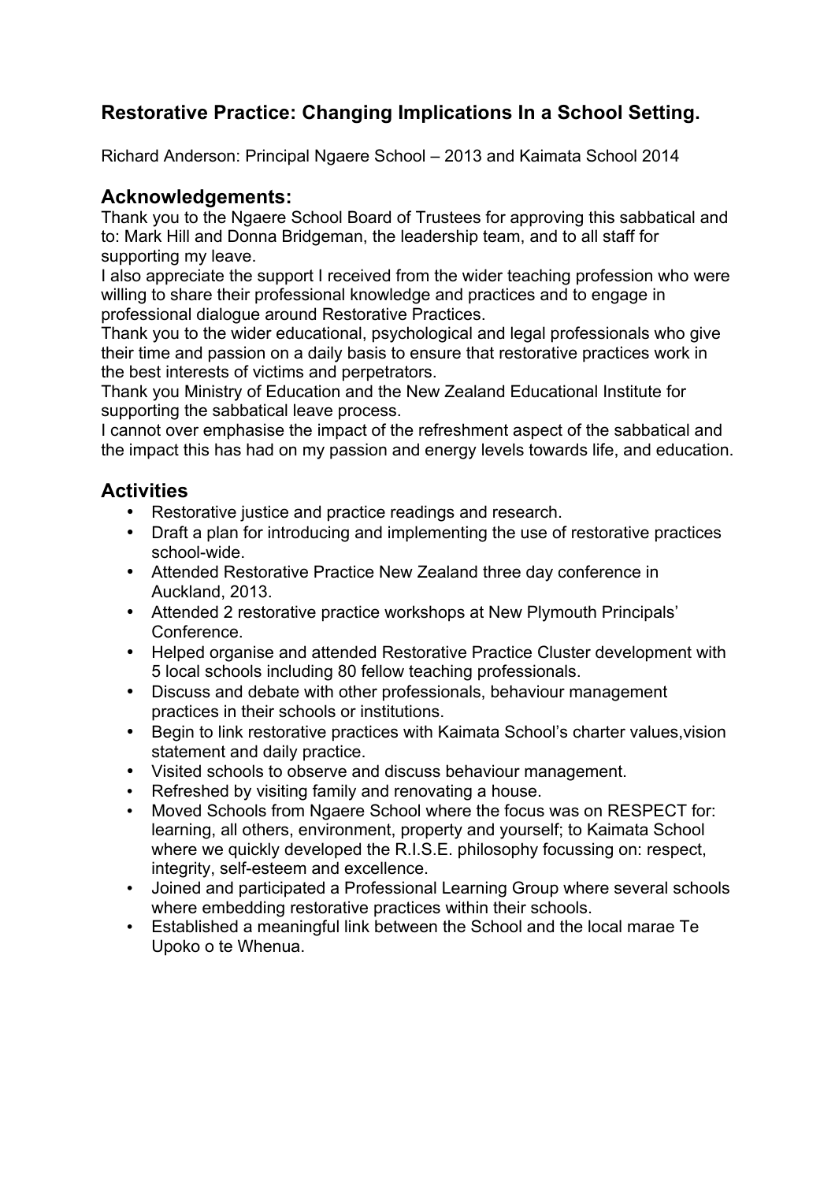# Restorative Practice: Changing Implications In a School Setting.

Richard Anderson: Principal Ngaere School – 2013 and Kaimata School 2014

## Acknowledgements:

Thank you to the Ngaere School Board of Trustees for approving this sabbatical and to: Mark Hill and Donna Bridgeman, the leadership team, and to all staff for supporting my leave.
I also appreciate the support I received from the wider teaching profession who were willing to share their professional knowledge and practices and to engage in professional dialogue around Restorative Practices.
Thank you to the wider educational, psychological and legal professionals who give their time and passion on a daily basis to ensure that restorative practices work in the best interests of victims and perpetrators.
Thank you Ministry of Education and the New Zealand Educational Institute for supporting the sabbatical leave process.
I cannot over emphasise the impact of the refreshment aspect of the sabbatical and the impact this has had on my passion and energy levels towards life, and education.

## Activities

- Restorative justice and practice readings and research.
- Draft a plan for introducing and implementing the use of restorative practices school-wide.
- Attended Restorative Practice New Zealand three day conference in Auckland, 2013.
- Attended 2 restorative practice workshops at New Plymouth Principals' Conference.
- Helped organise and attended Restorative Practice Cluster development with 5 local schools including 80 fellow teaching professionals.
- Discuss and debate with other professionals, behaviour management practices in their schools or institutions.
- Begin to link restorative practices with Kaimata School's charter values,vision statement and daily practice.
- Visited schools to observe and discuss behaviour management.
- Refreshed by visiting family and renovating a house.
- Moved Schools from Ngaere School where the focus was on RESPECT for: learning, all others, environment, property and yourself; to Kaimata School where we quickly developed the R.I.S.E. philosophy focussing on: respect, integrity, self-esteem and excellence.
- Joined and participated a Professional Learning Group where several schools where embedding restorative practices within their schools.
- Established a meaningful link between the School and the local marae Te Upoko o te Whenua.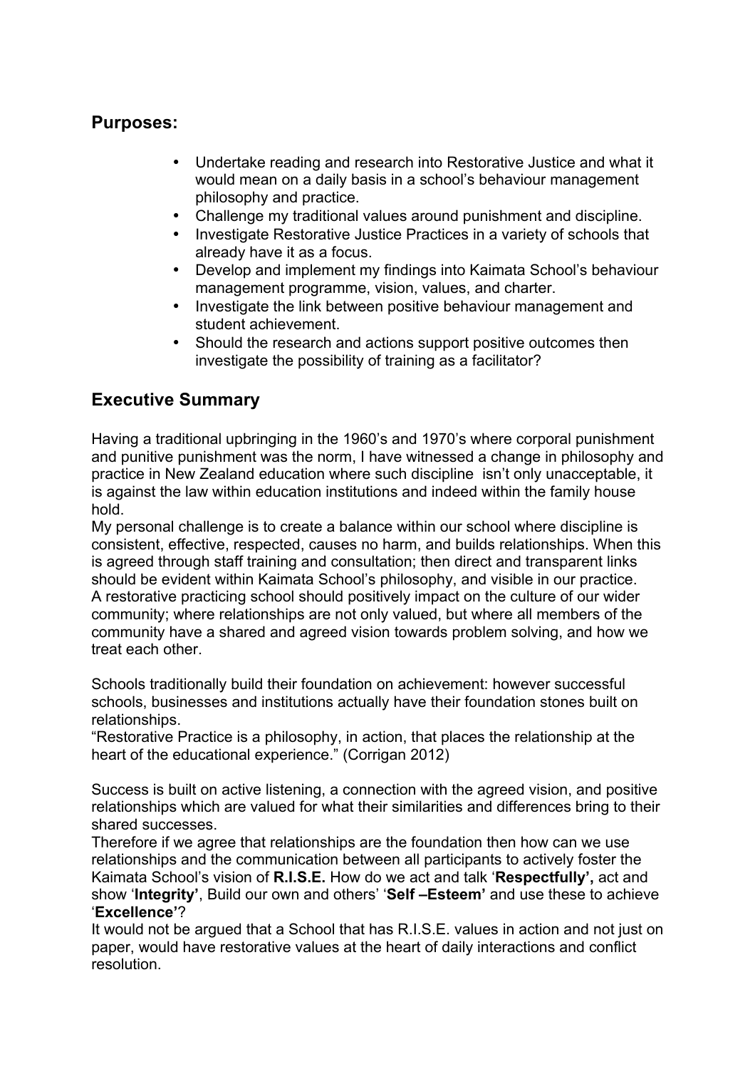## Purposes:

- Undertake reading and research into Restorative Justice and what it would mean on a daily basis in a school's behaviour management philosophy and practice.
- Challenge my traditional values around punishment and discipline.
- Investigate Restorative Justice Practices in a variety of schools that already have it as a focus.
- Develop and implement my findings into Kaimata School's behaviour management programme, vision, values, and charter.
- Investigate the link between positive behaviour management and student achievement.
- Should the research and actions support positive outcomes then investigate the possibility of training as a facilitator?

## Executive Summary

Having a traditional upbringing in the 1960's and 1970's where corporal punishment and punitive punishment was the norm, I have witnessed a change in philosophy and practice in New Zealand education where such discipline isn't only unacceptable, it is against the law within education institutions and indeed within the family house hold.
My personal challenge is to create a balance within our school where discipline is consistent, effective, respected, causes no harm, and builds relationships. When this is agreed through staff training and consultation; then direct and transparent links should be evident within Kaimata School's philosophy, and visible in our practice.
A restorative practicing school should positively impact on the culture of our wider community; where relationships are not only valued, but where all members of the community have a shared and agreed vision towards problem solving, and how we treat each other.

Schools traditionally build their foundation on achievement: however successful schools, businesses and institutions actually have their foundation stones built on relationships.
"Restorative Practice is a philosophy, in action, that places the relationship at the heart of the educational experience." (Corrigan 2012)

Success is built on active listening, a connection with the agreed vision, and positive relationships which are valued for what their similarities and differences bring to their shared successes.
Therefore if we agree that relationships are the foundation then how can we use relationships and the communication between all participants to actively foster the Kaimata School's vision of **R.I.S.E.** How do we act and talk '**Respectfully',** act and show '**Integrity'**, Build our own and others' '**Self –Esteem'** and use these to achieve '**Excellence'**?
It would not be argued that a School that has R.I.S.E. values in action and not just on paper, would have restorative values at the heart of daily interactions and conflict resolution.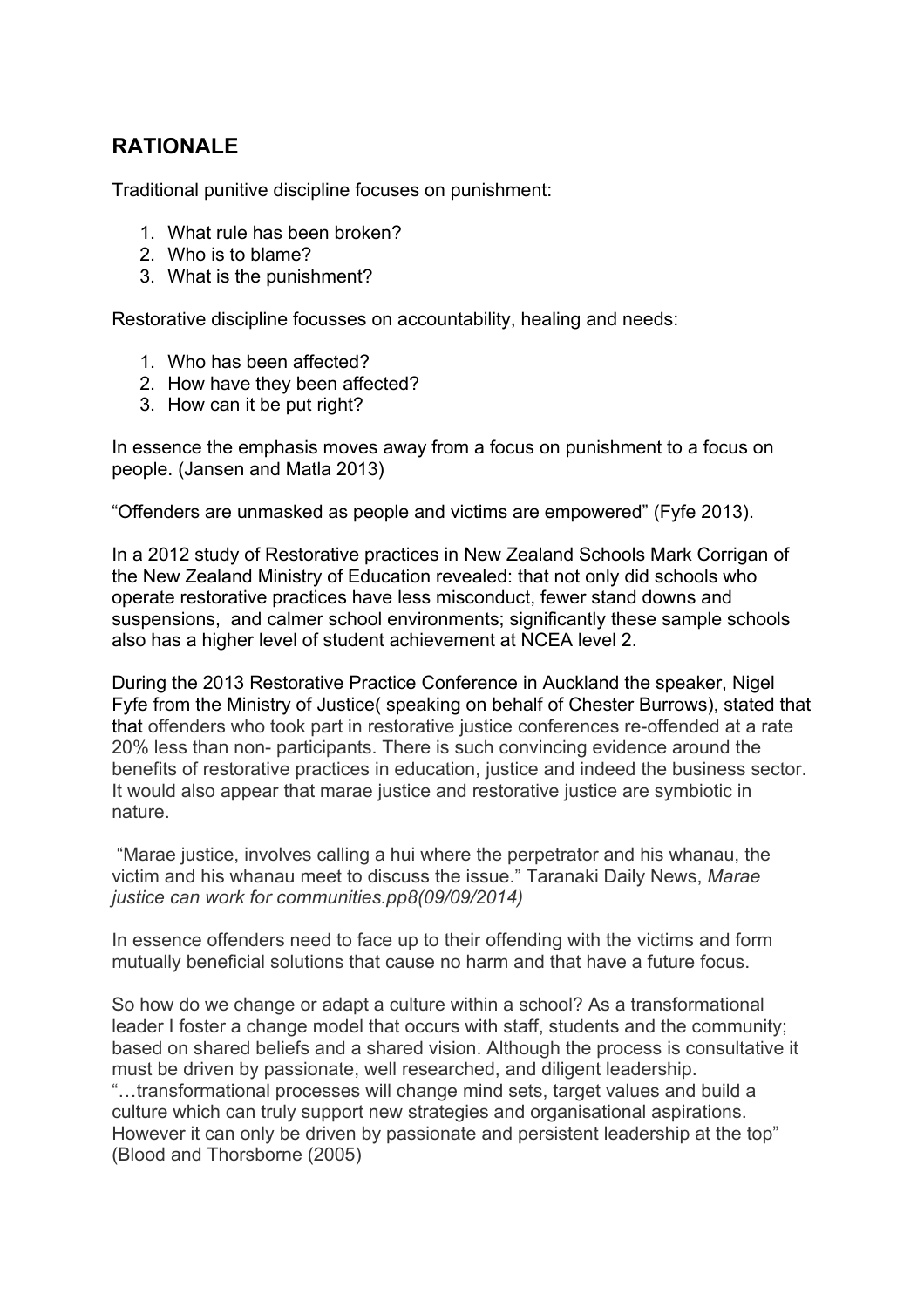## RATIONALE

Traditional punitive discipline focuses on punishment:

1. What rule has been broken?
2. Who is to blame?
3. What is the punishment?

Restorative discipline focusses on accountability, healing and needs:

1. Who has been affected?
2. How have they been affected?
3. How can it be put right?

In essence the emphasis moves away from a focus on punishment to a focus on people. (Jansen and Matla 2013)

“Offenders are unmasked as people and victims are empowered” (Fyfe 2013).

In a 2012 study of Restorative practices in New Zealand Schools Mark Corrigan of the New Zealand Ministry of Education revealed: that not only did schools who operate restorative practices have less misconduct, fewer stand downs and suspensions, and calmer school environments; significantly these sample schools also has a higher level of student achievement at NCEA level 2.

During the 2013 Restorative Practice Conference in Auckland the speaker, Nigel Fyfe from the Ministry of Justice( speaking on behalf of Chester Burrows), stated that that offenders who took part in restorative justice conferences re-offended at a rate 20% less than non- participants. There is such convincing evidence around the benefits of restorative practices in education, justice and indeed the business sector. It would also appear that marae justice and restorative justice are symbiotic in nature.

“Marae justice, involves calling a hui where the perpetrator and his whanau, the victim and his whanau meet to discuss the issue.” Taranaki Daily News, *Marae justice can work for communities.pp8(09/09/2014)*

In essence offenders need to face up to their offending with the victims and form mutually beneficial solutions that cause no harm and that have a future focus.

So how do we change or adapt a culture within a school? As a transformational leader I foster a change model that occurs with staff, students and the community; based on shared beliefs and a shared vision. Although the process is consultative it must be driven by passionate, well researched, and diligent leadership. “…transformational processes will change mind sets, target values and build a culture which can truly support new strategies and organisational aspirations. However it can only be driven by passionate and persistent leadership at the top” (Blood and Thorsborne (2005)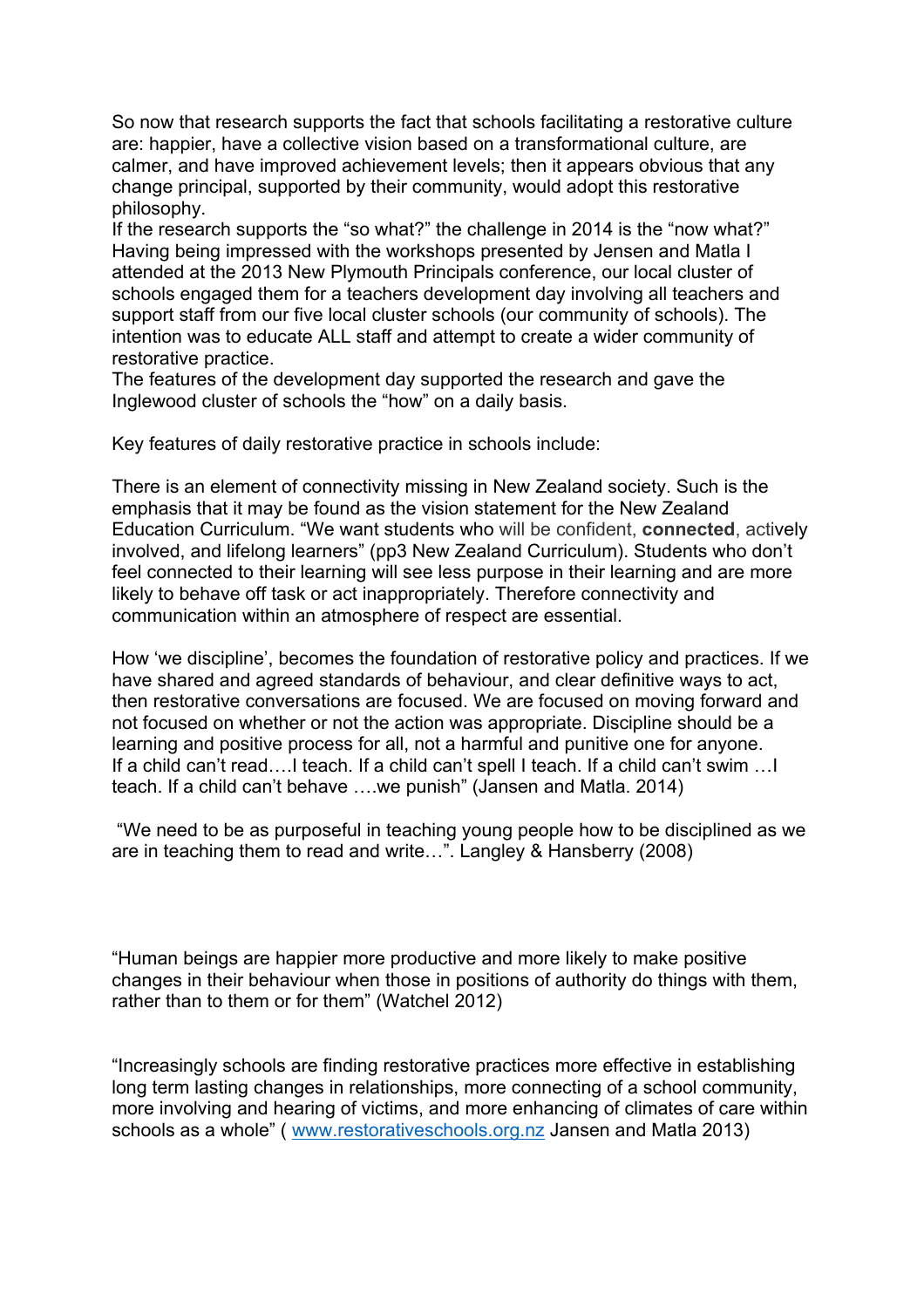So now that research supports the fact that schools facilitating a restorative culture are: happier, have a collective vision based on a transformational culture, are calmer, and have improved achievement levels; then it appears obvious that any change principal, supported by their community, would adopt this restorative philosophy.

If the research supports the "so what?" the challenge in 2014 is the "now what?" Having being impressed with the workshops presented by Jensen and Matla I attended at the 2013 New Plymouth Principals conference, our local cluster of schools engaged them for a teachers development day involving all teachers and support staff from our five local cluster schools (our community of schools). The intention was to educate ALL staff and attempt to create a wider community of restorative practice.

The features of the development day supported the research and gave the Inglewood cluster of schools the "how" on a daily basis.

Key features of daily restorative practice in schools include:

There is an element of connectivity missing in New Zealand society. Such is the emphasis that it may be found as the vision statement for the New Zealand Education Curriculum. "We want students who will be confident, **connected**, actively involved, and lifelong learners" (pp3 New Zealand Curriculum). Students who don't feel connected to their learning will see less purpose in their learning and are more likely to behave off task or act inappropriately. Therefore connectivity and communication within an atmosphere of respect are essential.

How 'we discipline', becomes the foundation of restorative policy and practices. If we have shared and agreed standards of behaviour, and clear definitive ways to act, then restorative conversations are focused. We are focused on moving forward and not focused on whether or not the action was appropriate. Discipline should be a learning and positive process for all, not a harmful and punitive one for anyone.
If a child can't read….I teach. If a child can't spell I teach. If a child can't swim …I teach. If a child can't behave ….we punish" (Jansen and Matla. 2014)

"We need to be as purposeful in teaching young people how to be disciplined as we are in teaching them to read and write…". Langley & Hansberry (2008)

"Human beings are happier more productive and more likely to make positive changes in their behaviour when those in positions of authority do things with them, rather than to them or for them" (Watchel 2012)

"Increasingly schools are finding restorative practices more effective in establishing long term lasting changes in relationships, more connecting of a school community, more involving and hearing of victims, and more enhancing of climates of care within schools as a whole" ( [www.restorativeschools.org.nz](http://www.restorativeschools.org.nz) Jansen and Matla 2013)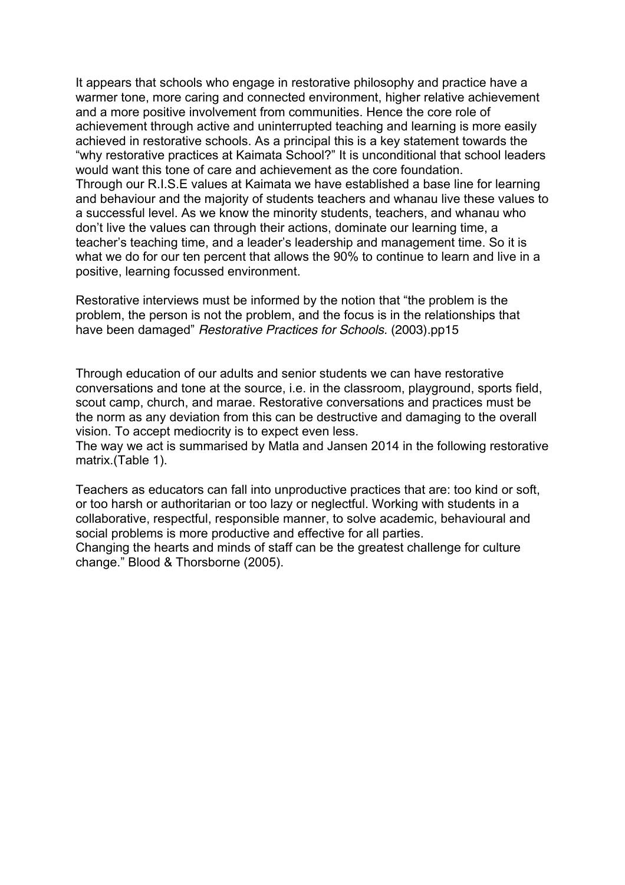It appears that schools who engage in restorative philosophy and practice have a warmer tone, more caring and connected environment, higher relative achievement and a more positive involvement from communities. Hence the core role of achievement through active and uninterrupted teaching and learning is more easily achieved in restorative schools. As a principal this is a key statement towards the "why restorative practices at Kaimata School?" It is unconditional that school leaders would want this tone of care and achievement as the core foundation.
Through our R.I.S.E values at Kaimata we have established a base line for learning and behaviour and the majority of students teachers and whanau live these values to a successful level. As we know the minority students, teachers, and whanau who don't live the values can through their actions, dominate our learning time, a teacher's teaching time, and a leader's leadership and management time. So it is what we do for our ten percent that allows the 90% to continue to learn and live in a positive, learning focussed environment.

Restorative interviews must be informed by the notion that "the problem is the problem, the person is not the problem, and the focus is in the relationships that have been damaged" *Restorative Practices for Schools.* (2003).pp15

Through education of our adults and senior students we can have restorative conversations and tone at the source, i.e. in the classroom, playground, sports field, scout camp, church, and marae. Restorative conversations and practices must be the norm as any deviation from this can be destructive and damaging to the overall vision. To accept mediocrity is to expect even less.
The way we act is summarised by Matla and Jansen 2014 in the following restorative matrix.(Table 1).

Teachers as educators can fall into unproductive practices that are: too kind or soft, or too harsh or authoritarian or too lazy or neglectful. Working with students in a collaborative, respectful, responsible manner, to solve academic, behavioural and social problems is more productive and effective for all parties.
Changing the hearts and minds of staff can be the greatest challenge for culture change." Blood & Thorsborne (2005).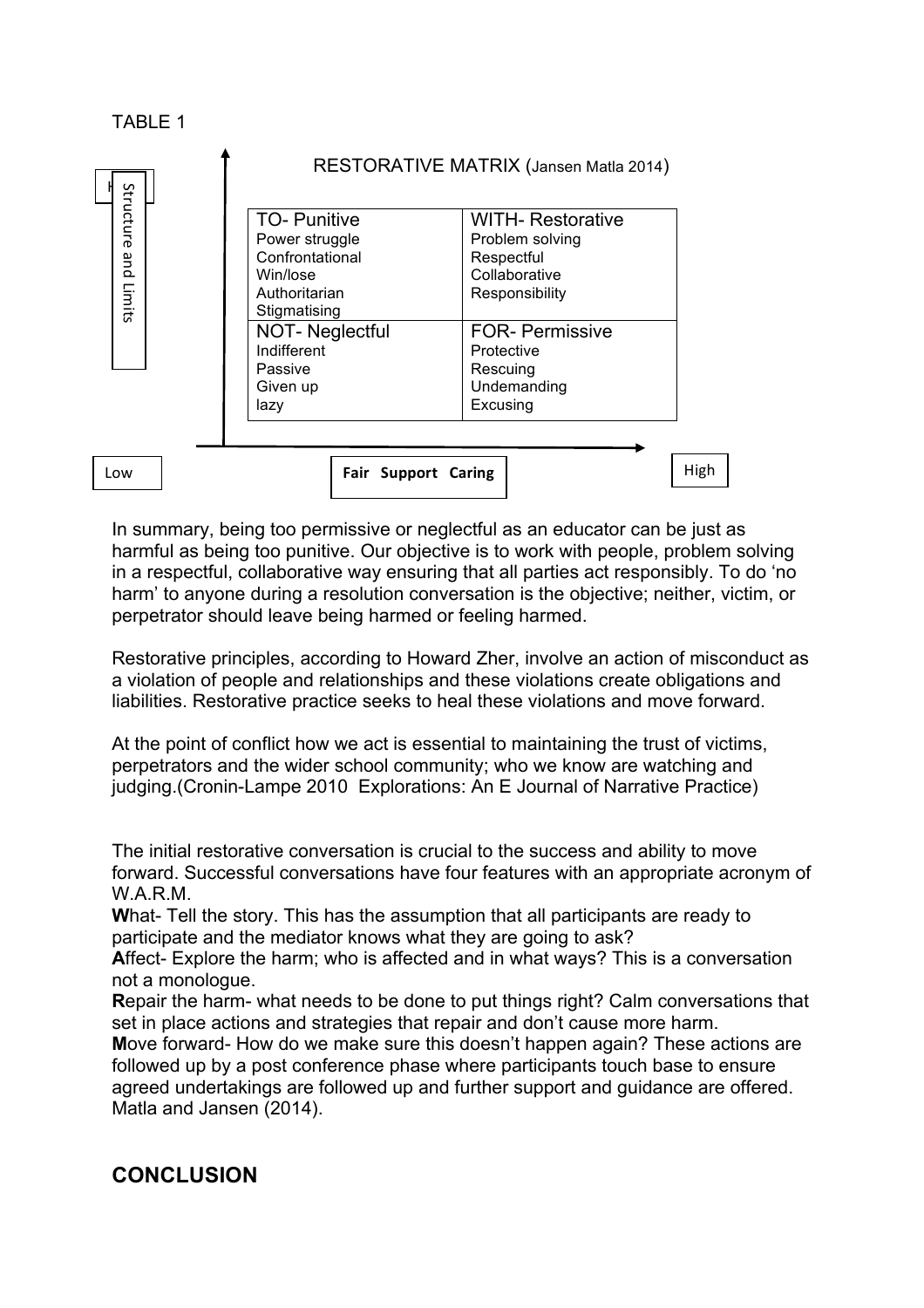TABLE 1

RESTORATIVE MATRIX (Jansen Matla 2014)

| Structure and Limits | Low → High: Fair Support Caring | |
|---|---|---|
| High | **TO- Punitive**<br>Power struggle<br>Confrontational<br>Win/lose<br>Authoritarian<br>Stigmatising | **WITH- Restorative**<br>Problem solving<br>Respectful<br>Collaborative<br>Responsibility |
| Low | **NOT- Neglectful**<br>Indifferent<br>Passive<br>Given up<br>lazy | **FOR- Permissive**<br>Protective<br>Rescuing<br>Undemanding<br>Excusing |

In summary, being too permissive or neglectful as an educator can be just as harmful as being too punitive. Our objective is to work with people, problem solving in a respectful, collaborative way ensuring that all parties act responsibly. To do 'no harm' to anyone during a resolution conversation is the objective; neither, victim, or perpetrator should leave being harmed or feeling harmed.

Restorative principles, according to Howard Zher, involve an action of misconduct as a violation of people and relationships and these violations create obligations and liabilities. Restorative practice seeks to heal these violations and move forward.

At the point of conflict how we act is essential to maintaining the trust of victims, perpetrators and the wider school community; who we know are watching and judging.(Cronin-Lampe 2010 Explorations: An E Journal of Narrative Practice)

The initial restorative conversation is crucial to the success and ability to move forward. Successful conversations have four features with an appropriate acronym of W.A.R.M.

**W**hat- Tell the story. This has the assumption that all participants are ready to participate and the mediator knows what they are going to ask?

**A**ffect- Explore the harm; who is affected and in what ways? This is a conversation not a monologue.

**R**epair the harm- what needs to be done to put things right? Calm conversations that set in place actions and strategies that repair and don't cause more harm.

**M**ove forward- How do we make sure this doesn't happen again? These actions are followed up by a post conference phase where participants touch base to ensure agreed undertakings are followed up and further support and guidance are offered. Matla and Jansen (2014).

## CONCLUSION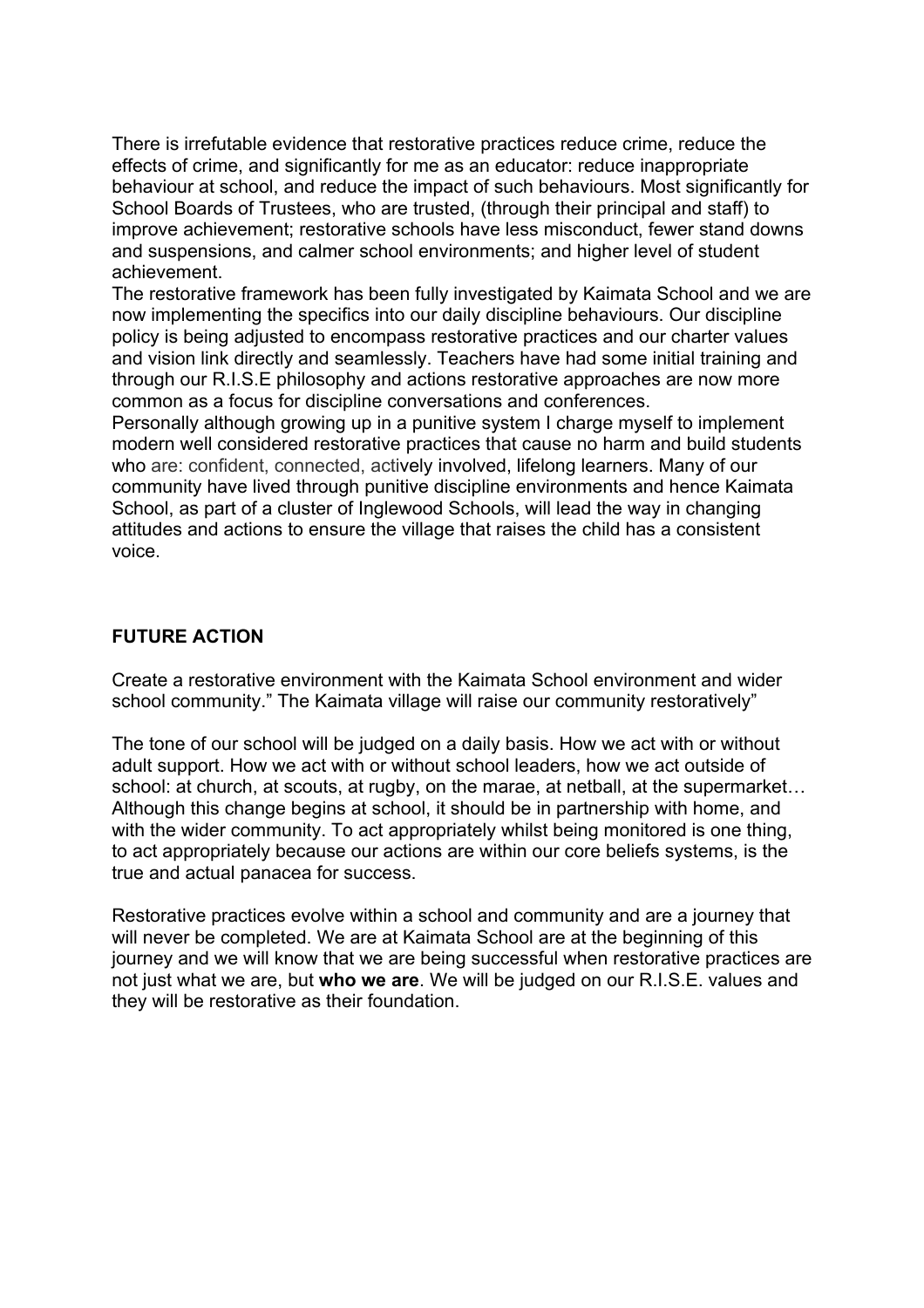There is irrefutable evidence that restorative practices reduce crime, reduce the effects of crime, and significantly for me as an educator: reduce inappropriate behaviour at school, and reduce the impact of such behaviours. Most significantly for School Boards of Trustees, who are trusted, (through their principal and staff) to improve achievement; restorative schools have less misconduct, fewer stand downs and suspensions, and calmer school environments; and higher level of student achievement.

The restorative framework has been fully investigated by Kaimata School and we are now implementing the specifics into our daily discipline behaviours. Our discipline policy is being adjusted to encompass restorative practices and our charter values and vision link directly and seamlessly. Teachers have had some initial training and through our R.I.S.E philosophy and actions restorative approaches are now more common as a focus for discipline conversations and conferences.

Personally although growing up in a punitive system I charge myself to implement modern well considered restorative practices that cause no harm and build students who are: confident, connected, actively involved, lifelong learners. Many of our community have lived through punitive discipline environments and hence Kaimata School, as part of a cluster of Inglewood Schools, will lead the way in changing attitudes and actions to ensure the village that raises the child has a consistent voice.

**FUTURE ACTION**

Create a restorative environment with the Kaimata School environment and wider school community." The Kaimata village will raise our community restoratively"

The tone of our school will be judged on a daily basis. How we act with or without adult support. How we act with or without school leaders, how we act outside of school: at church, at scouts, at rugby, on the marae, at netball, at the supermarket… Although this change begins at school, it should be in partnership with home, and with the wider community. To act appropriately whilst being monitored is one thing, to act appropriately because our actions are within our core beliefs systems, is the true and actual panacea for success.

Restorative practices evolve within a school and community and are a journey that will never be completed. We are at Kaimata School are at the beginning of this journey and we will know that we are being successful when restorative practices are not just what we are, but **who we are**. We will be judged on our R.I.S.E. values and they will be restorative as their foundation.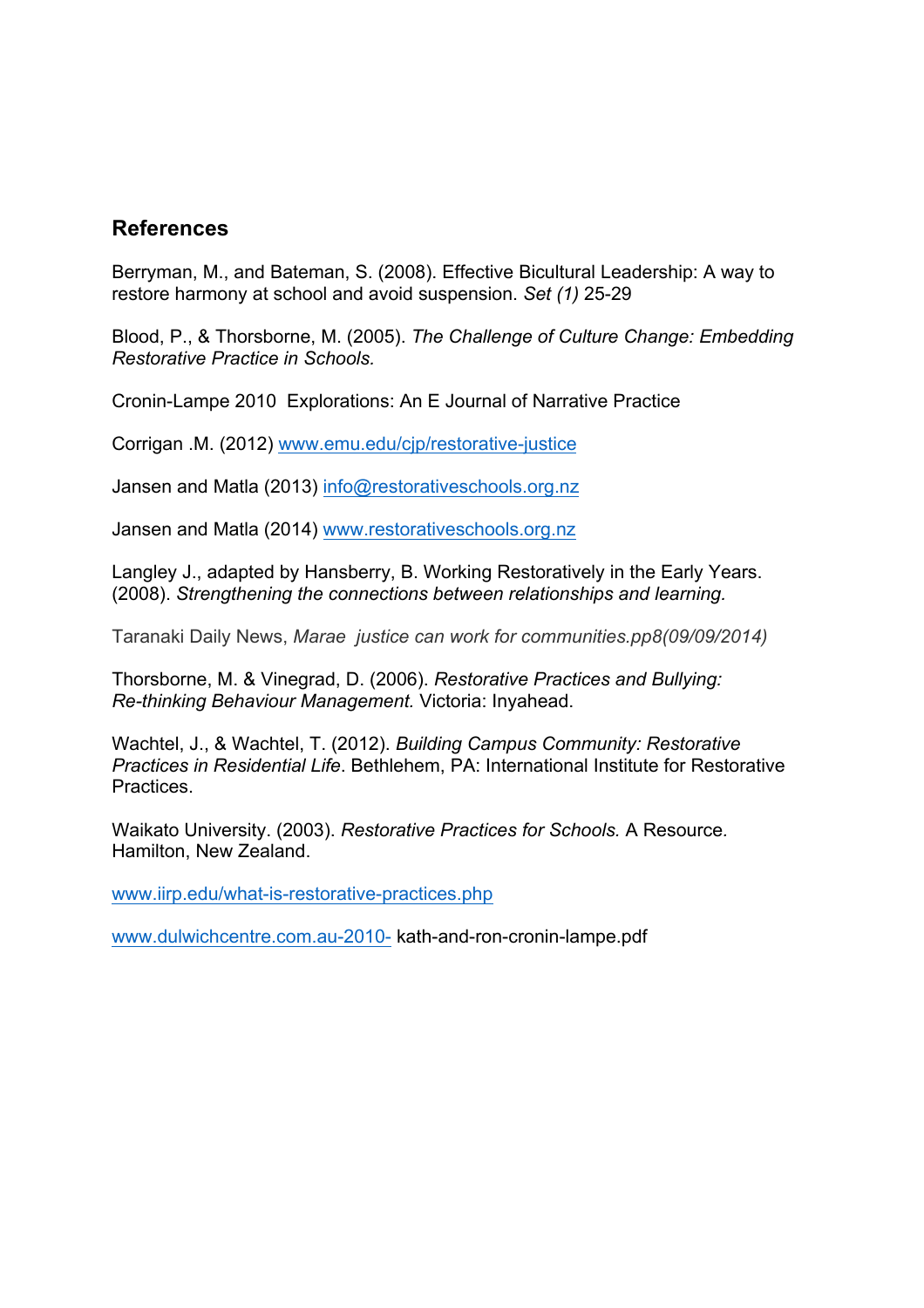## References

Berryman, M., and Bateman, S. (2008). Effective Bicultural Leadership: A way to restore harmony at school and avoid suspension. *Set (1)* 25-29

Blood, P., & Thorsborne, M. (2005). *The Challenge of Culture Change: Embedding Restorative Practice in Schools.*

Cronin-Lampe 2010 Explorations: An E Journal of Narrative Practice

Corrigan .M. (2012) www.emu.edu/cjp/restorative-justice

Jansen and Matla (2013) info@restorativeschools.org.nz

Jansen and Matla (2014) www.restorativeschools.org.nz

Langley J., adapted by Hansberry, B. Working Restoratively in the Early Years. (2008). *Strengthening the connections between relationships and learning.*

Taranaki Daily News, *Marae justice can work for communities.pp8(09/09/2014)*

Thorsborne, M. & Vinegrad, D. (2006). *Restorative Practices and Bullying: Re-thinking Behaviour Management.* Victoria: Inyahead.

Wachtel, J., & Wachtel, T. (2012). *Building Campus Community: Restorative Practices in Residential Life*. Bethlehem, PA: International Institute for Restorative Practices.

Waikato University. (2003). *Restorative Practices for Schools.* A Resource. Hamilton, New Zealand.

www.iirp.edu/what-is-restorative-practices.php

www.dulwichcentre.com.au-2010- kath-and-ron-cronin-lampe.pdf